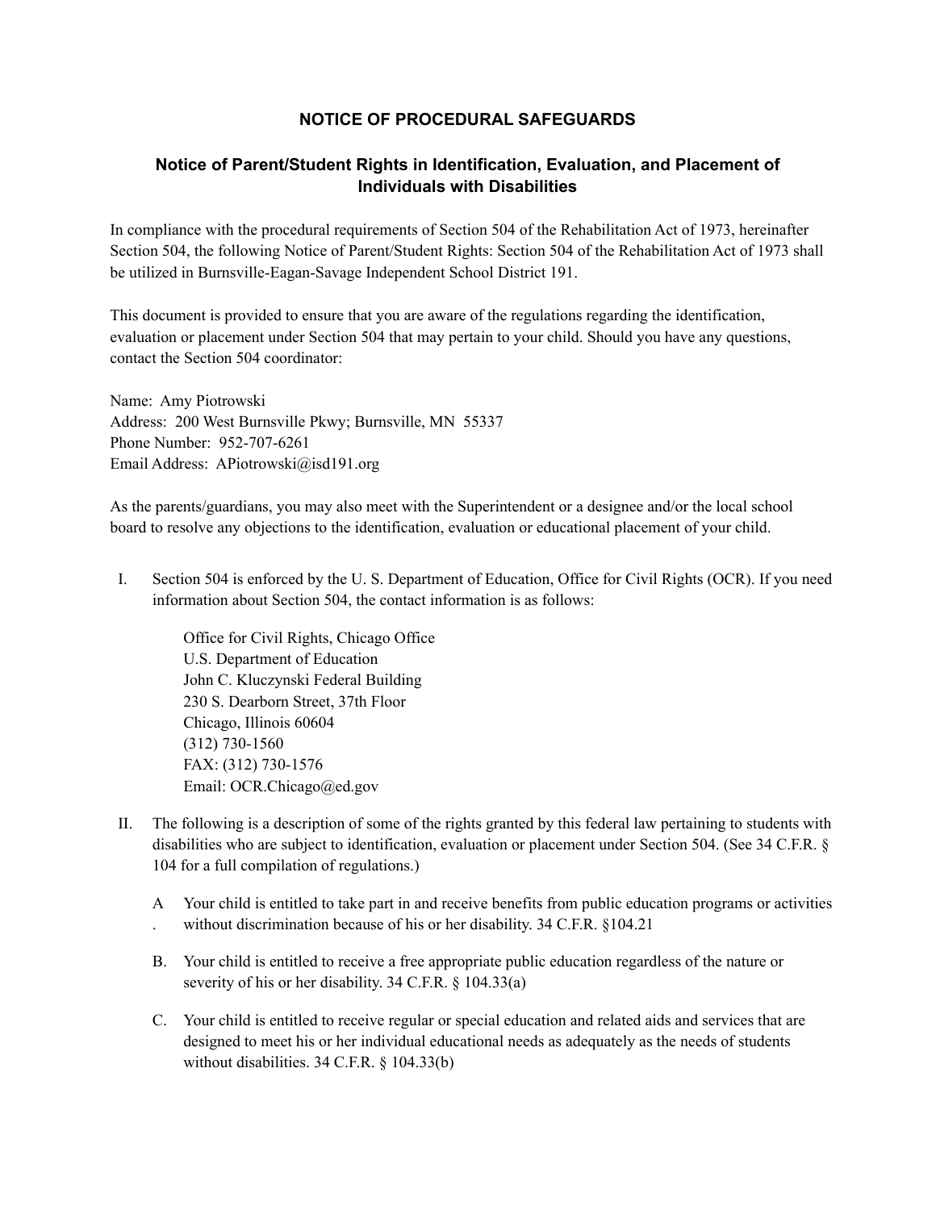# NOTICE OF PROCEDURAL SAFEGUARDS

## Notice of Parent/Student Rights in Identification, Evaluation, and Placement of Individuals with Disabilities

In compliance with the procedural requirements of Section 504 of the Rehabilitation Act of 1973, hereinafter Section 504, the following Notice of Parent/Student Rights: Section 504 of the Rehabilitation Act of 1973 shall be utilized in Burnsville-Eagan-Savage Independent School District 191.

This document is provided to ensure that you are aware of the regulations regarding the identification, evaluation or placement under Section 504 that may pertain to your child. Should you have any questions, contact the Section 504 coordinator:

Name: Amy Piotrowski
Address: 200 West Burnsville Pkwy; Burnsville, MN 55337
Phone Number: 952-707-6261
Email Address: APiotrowski@isd191.org

As the parents/guardians, you may also meet with the Superintendent or a designee and/or the local school board to resolve any objections to the identification, evaluation or educational placement of your child.

I. Section 504 is enforced by the U. S. Department of Education, Office for Civil Rights (OCR). If you need information about Section 504, the contact information is as follows:

   Office for Civil Rights, Chicago Office
   U.S. Department of Education
   John C. Kluczynski Federal Building
   230 S. Dearborn Street, 37th Floor
   Chicago, Illinois 60604
   (312) 730-1560
   FAX: (312) 730-1576
   Email: OCR.Chicago@ed.gov

II. The following is a description of some of the rights granted by this federal law pertaining to students with disabilities who are subject to identification, evaluation or placement under Section 504. (See 34 C.F.R. § 104 for a full compilation of regulations.)

   A. Your child is entitled to take part in and receive benefits from public education programs or activities without discrimination because of his or her disability. 34 C.F.R. §104.21

   B. Your child is entitled to receive a free appropriate public education regardless of the nature or severity of his or her disability. 34 C.F.R. § 104.33(a)

   C. Your child is entitled to receive regular or special education and related aids and services that are designed to meet his or her individual educational needs as adequately as the needs of students without disabilities. 34 C.F.R. § 104.33(b)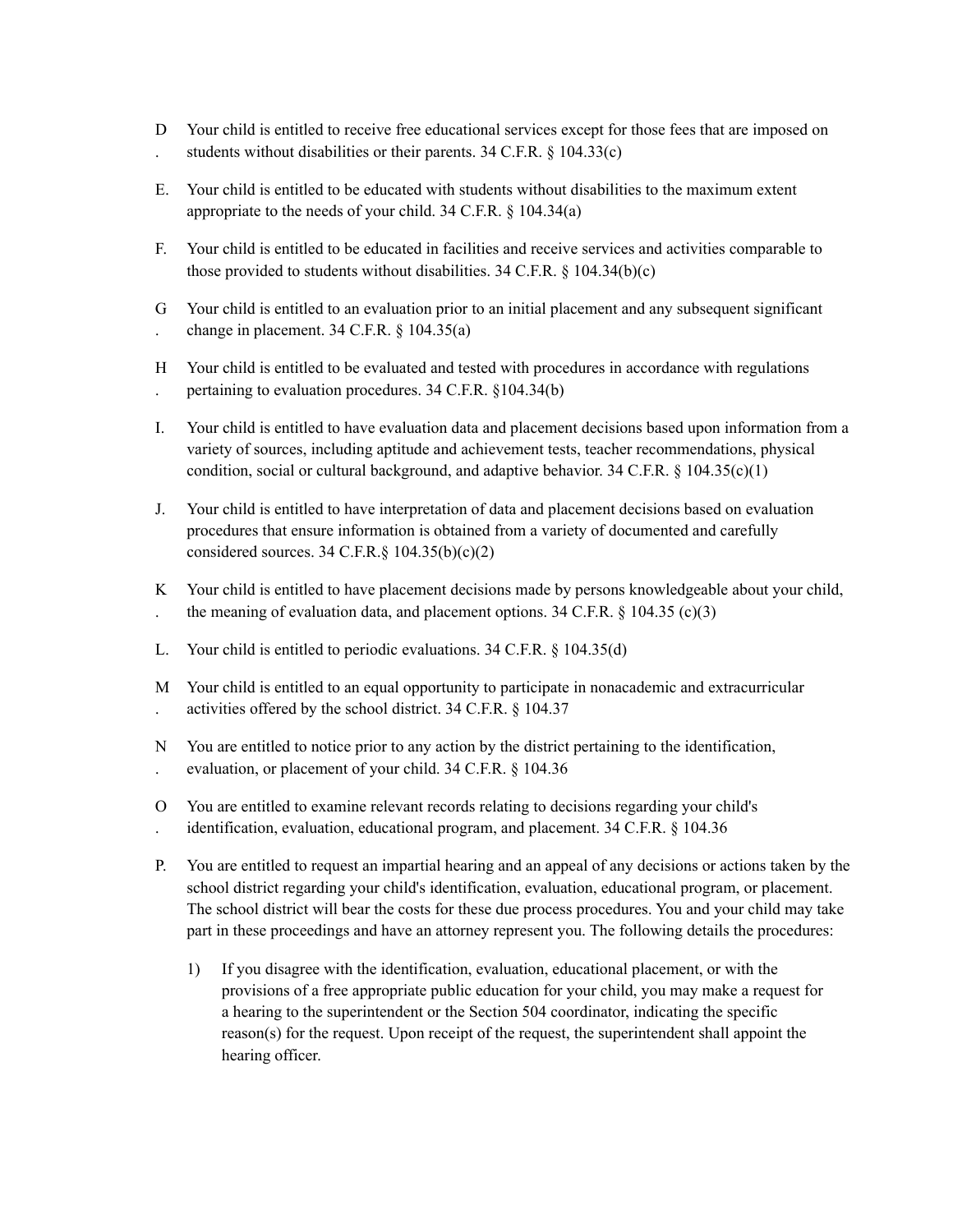D. Your child is entitled to receive free educational services except for those fees that are imposed on students without disabilities or their parents. 34 C.F.R. § 104.33(c)

E. Your child is entitled to be educated with students without disabilities to the maximum extent appropriate to the needs of your child. 34 C.F.R. § 104.34(a)

F. Your child is entitled to be educated in facilities and receive services and activities comparable to those provided to students without disabilities. 34 C.F.R. § 104.34(b)(c)

G. Your child is entitled to an evaluation prior to an initial placement and any subsequent significant change in placement. 34 C.F.R. § 104.35(a)

H. Your child is entitled to be evaluated and tested with procedures in accordance with regulations pertaining to evaluation procedures. 34 C.F.R. §104.34(b)

I. Your child is entitled to have evaluation data and placement decisions based upon information from a variety of sources, including aptitude and achievement tests, teacher recommendations, physical condition, social or cultural background, and adaptive behavior. 34 C.F.R. § 104.35(c)(1)

J. Your child is entitled to have interpretation of data and placement decisions based on evaluation procedures that ensure information is obtained from a variety of documented and carefully considered sources. 34 C.F.R.§ 104.35(b)(c)(2)

K. Your child is entitled to have placement decisions made by persons knowledgeable about your child, the meaning of evaluation data, and placement options. 34 C.F.R. § 104.35 (c)(3)

L. Your child is entitled to periodic evaluations. 34 C.F.R. § 104.35(d)

M. Your child is entitled to an equal opportunity to participate in nonacademic and extracurricular activities offered by the school district. 34 C.F.R. § 104.37

N. You are entitled to notice prior to any action by the district pertaining to the identification, evaluation, or placement of your child. 34 C.F.R. § 104.36

O. You are entitled to examine relevant records relating to decisions regarding your child's identification, evaluation, educational program, and placement. 34 C.F.R. § 104.36

P. You are entitled to request an impartial hearing and an appeal of any decisions or actions taken by the school district regarding your child's identification, evaluation, educational program, or placement. The school district will bear the costs for these due process procedures. You and your child may take part in these proceedings and have an attorney represent you. The following details the procedures:

   1) If you disagree with the identification, evaluation, educational placement, or with the provisions of a free appropriate public education for your child, you may make a request for a hearing to the superintendent or the Section 504 coordinator, indicating the specific reason(s) for the request. Upon receipt of the request, the superintendent shall appoint the hearing officer.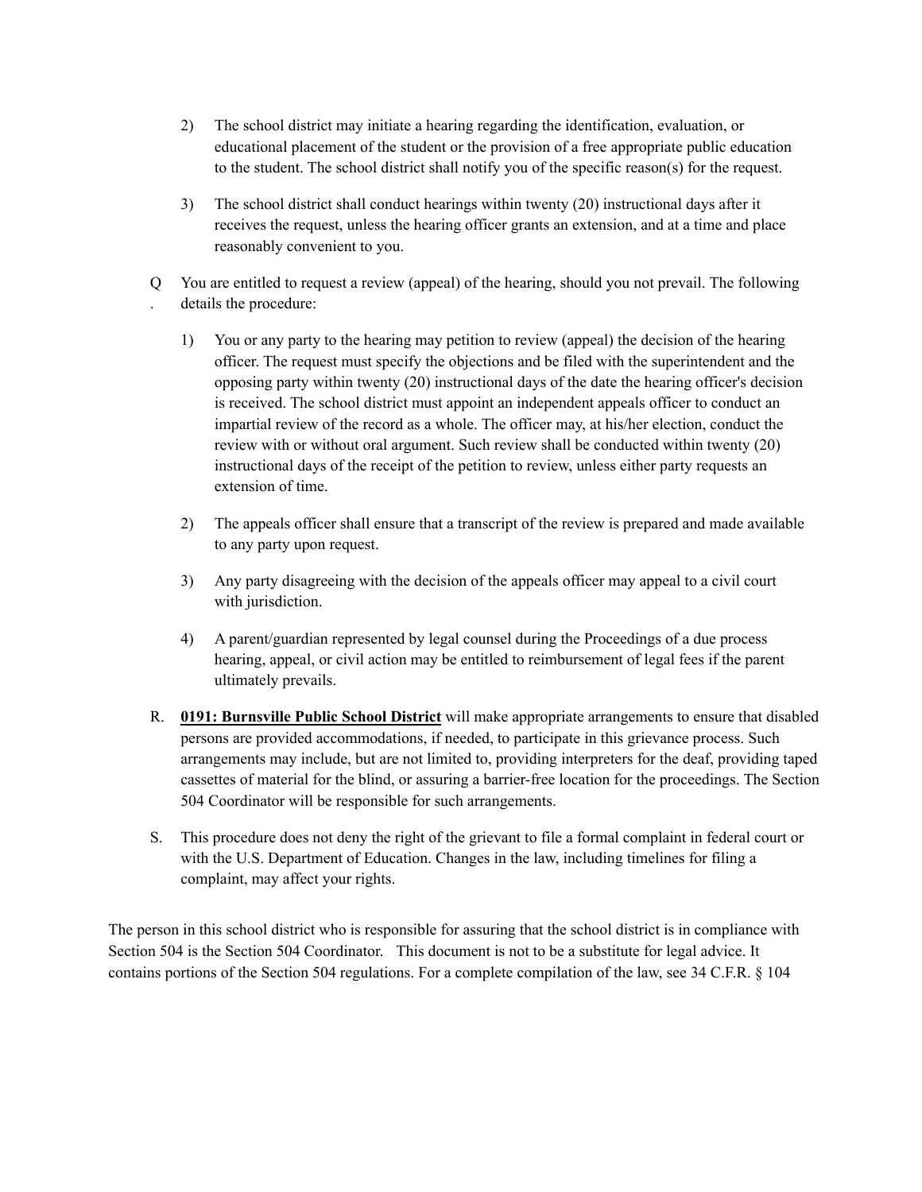2) The school district may initiate a hearing regarding the identification, evaluation, or educational placement of the student or the provision of a free appropriate public education to the student. The school district shall notify you of the specific reason(s) for the request.

3) The school district shall conduct hearings within twenty (20) instructional days after it receives the request, unless the hearing officer grants an extension, and at a time and place reasonably convenient to you.

Q. You are entitled to request a review (appeal) of the hearing, should you not prevail. The following details the procedure:

1) You or any party to the hearing may petition to review (appeal) the decision of the hearing officer. The request must specify the objections and be filed with the superintendent and the opposing party within twenty (20) instructional days of the date the hearing officer's decision is received. The school district must appoint an independent appeals officer to conduct an impartial review of the record as a whole. The officer may, at his/her election, conduct the review with or without oral argument. Such review shall be conducted within twenty (20) instructional days of the receipt of the petition to review, unless either party requests an extension of time.

2) The appeals officer shall ensure that a transcript of the review is prepared and made available to any party upon request.

3) Any party disagreeing with the decision of the appeals officer may appeal to a civil court with jurisdiction.

4) A parent/guardian represented by legal counsel during the Proceedings of a due process hearing, appeal, or civil action may be entitled to reimbursement of legal fees if the parent ultimately prevails.

R. **0191: Burnsville Public School District** will make appropriate arrangements to ensure that disabled persons are provided accommodations, if needed, to participate in this grievance process. Such arrangements may include, but are not limited to, providing interpreters for the deaf, providing taped cassettes of material for the blind, or assuring a barrier-free location for the proceedings. The Section 504 Coordinator will be responsible for such arrangements.

S. This procedure does not deny the right of the grievant to file a formal complaint in federal court or with the U.S. Department of Education. Changes in the law, including timelines for filing a complaint, may affect your rights.

The person in this school district who is responsible for assuring that the school district is in compliance with Section 504 is the Section 504 Coordinator. This document is not to be a substitute for legal advice. It contains portions of the Section 504 regulations. For a complete compilation of the law, see 34 C.F.R. § 104